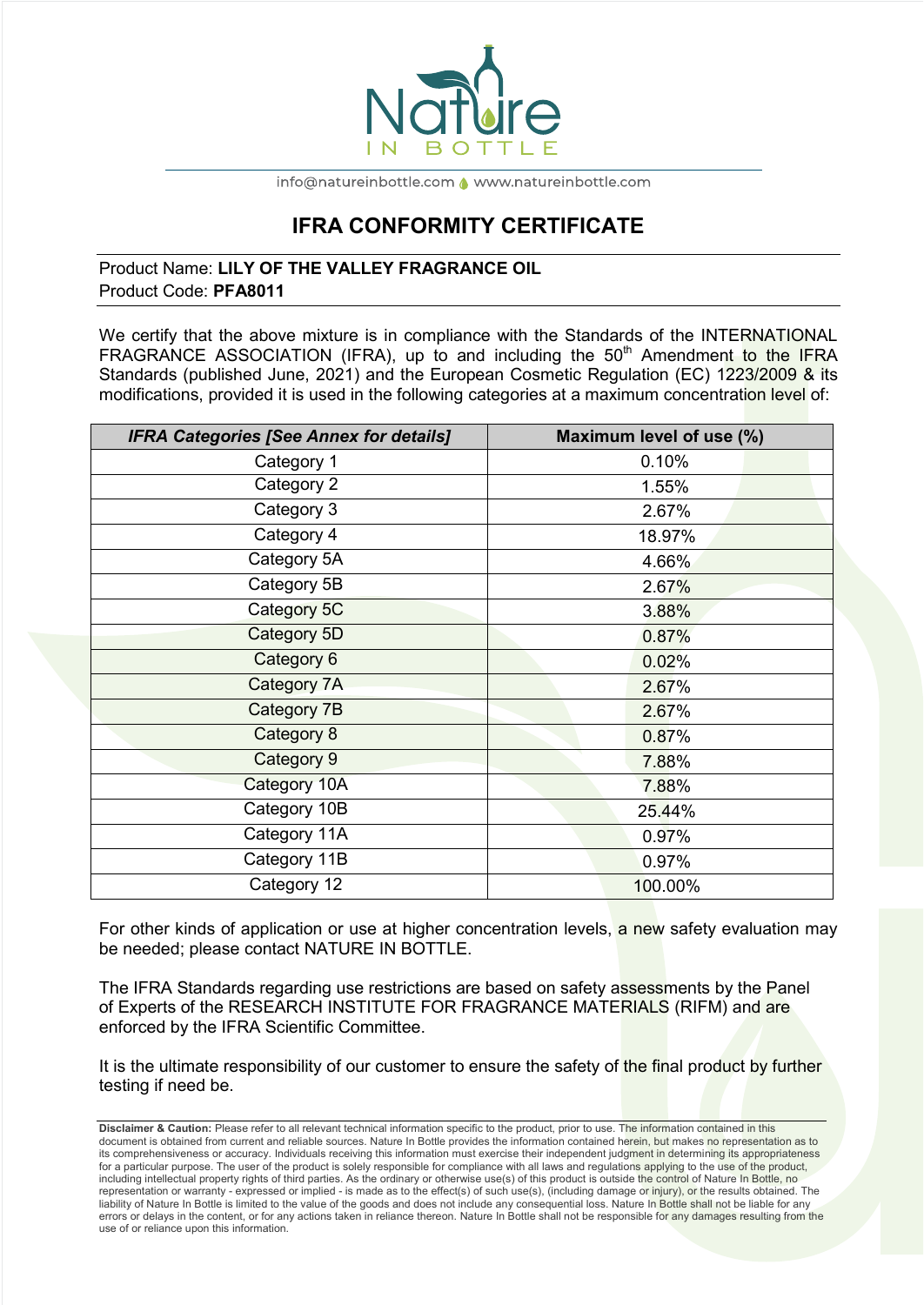info@natureinbottle.com www.natureinbottle.com

# IFRA CONFORMITY CERTIFICATE

Product Name: **LILY OF THE VALLEY FRAGRANCE OIL**
Product Code: **PFA8011**

We certify that the above mixture is in compliance with the Standards of the INTERNATIONAL FRAGRANCE ASSOCIATION (IFRA), up to and including the 50th Amendment to the IFRA Standards (published June, 2021) and the European Cosmetic Regulation (EC) 1223/2009 & its modifications, provided it is used in the following categories at a maximum concentration level of:

| ***IFRA Categories [See Annex for details]*** | **Maximum level of use (%)** |
|---|---|
| Category 1 | 0.10% |
| Category 2 | 1.55% |
| Category 3 | 2.67% |
| Category 4 | 18.97% |
| Category 5A | 4.66% |
| Category 5B | 2.67% |
| Category 5C | 3.88% |
| Category 5D | 0.87% |
| Category 6 | 0.02% |
| Category 7A | 2.67% |
| Category 7B | 2.67% |
| Category 8 | 0.87% |
| Category 9 | 7.88% |
| Category 10A | 7.88% |
| Category 10B | 25.44% |
| Category 11A | 0.97% |
| Category 11B | 0.97% |
| Category 12 | 100.00% |

For other kinds of application or use at higher concentration levels, a new safety evaluation may be needed; please contact NATURE IN BOTTLE.

The IFRA Standards regarding use restrictions are based on safety assessments by the Panel of Experts of the RESEARCH INSTITUTE FOR FRAGRANCE MATERIALS (RIFM) and are enforced by the IFRA Scientific Committee.

It is the ultimate responsibility of our customer to ensure the safety of the final product by further testing if need be.

**Disclaimer & Caution:** Please refer to all relevant technical information specific to the product, prior to use. The information contained in this document is obtained from current and reliable sources. Nature In Bottle provides the information contained herein, but makes no representation as to its comprehensiveness or accuracy. Individuals receiving this information must exercise their independent judgment in determining its appropriateness for a particular purpose. The user of the product is solely responsible for compliance with all laws and regulations applying to the use of the product, including intellectual property rights of third parties. As the ordinary or otherwise use(s) of this product is outside the control of Nature In Bottle, no representation or warranty - expressed or implied - is made as to the effect(s) of such use(s), (including damage or injury), or the results obtained. The liability of Nature In Bottle is limited to the value of the goods and does not include any consequential loss. Nature In Bottle shall not be liable for any errors or delays in the content, or for any actions taken in reliance thereon. Nature In Bottle shall not be responsible for any damages resulting from the use of or reliance upon this information.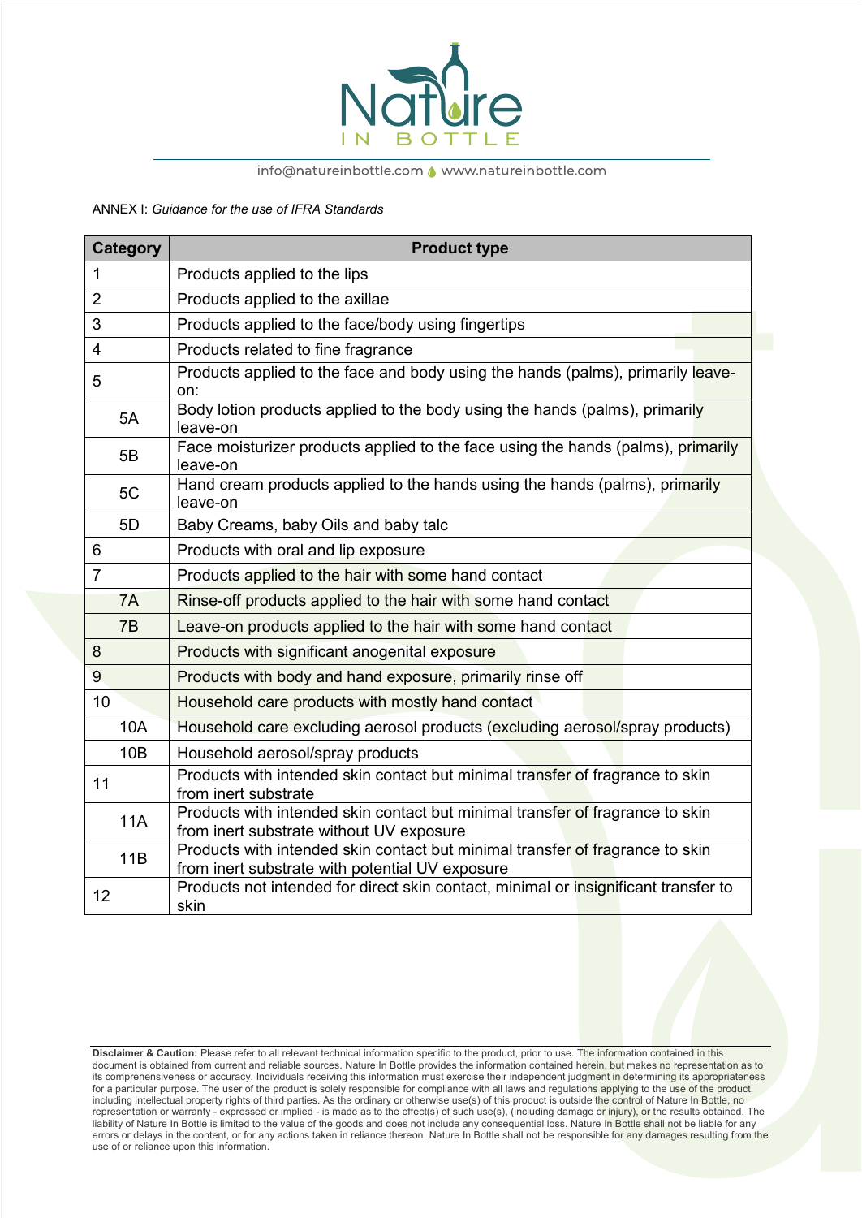ANNEX I: *Guidance for the use of IFRA Standards*

| Category | Product type |
|---|---|
| 1 | Products applied to the lips |
| 2 | Products applied to the axillae |
| 3 | Products applied to the face/body using fingertips |
| 4 | Products related to fine fragrance |
| 5 | Products applied to the face and body using the hands (palms), primarily leave-on: |
| 5A | Body lotion products applied to the body using the hands (palms), primarily leave-on |
| 5B | Face moisturizer products applied to the face using the hands (palms), primarily leave-on |
| 5C | Hand cream products applied to the hands using the hands (palms), primarily leave-on |
| 5D | Baby Creams, baby Oils and baby talc |
| 6 | Products with oral and lip exposure |
| 7 | Products applied to the hair with some hand contact |
| 7A | Rinse-off products applied to the hair with some hand contact |
| 7B | Leave-on products applied to the hair with some hand contact |
| 8 | Products with significant anogenital exposure |
| 9 | Products with body and hand exposure, primarily rinse off |
| 10 | Household care products with mostly hand contact |
| 10A | Household care excluding aerosol products (excluding aerosol/spray products) |
| 10B | Household aerosol/spray products |
| 11 | Products with intended skin contact but minimal transfer of fragrance to skin from inert substrate |
| 11A | Products with intended skin contact but minimal transfer of fragrance to skin from inert substrate without UV exposure |
| 11B | Products with intended skin contact but minimal transfer of fragrance to skin from inert substrate with potential UV exposure |
| 12 | Products not intended for direct skin contact, minimal or insignificant transfer to skin |

**Disclaimer & Caution:** Please refer to all relevant technical information specific to the product, prior to use. The information contained in this document is obtained from current and reliable sources. Nature In Bottle provides the information contained herein, but makes no representation as to its comprehensiveness or accuracy. Individuals receiving this information must exercise their independent judgment in determining its appropriateness for a particular purpose. The user of the product is solely responsible for compliance with all laws and regulations applying to the use of the product, including intellectual property rights of third parties. As the ordinary or otherwise use(s) of this product is outside the control of Nature In Bottle, no representation or warranty - expressed or implied - is made as to the effect(s) of such use(s), (including damage or injury), or the results obtained. The liability of Nature In Bottle is limited to the value of the goods and does not include any consequential loss. Nature In Bottle shall not be liable for any errors or delays in the content, or for any actions taken in reliance thereon. Nature In Bottle shall not be responsible for any damages resulting from the use of or reliance upon this information.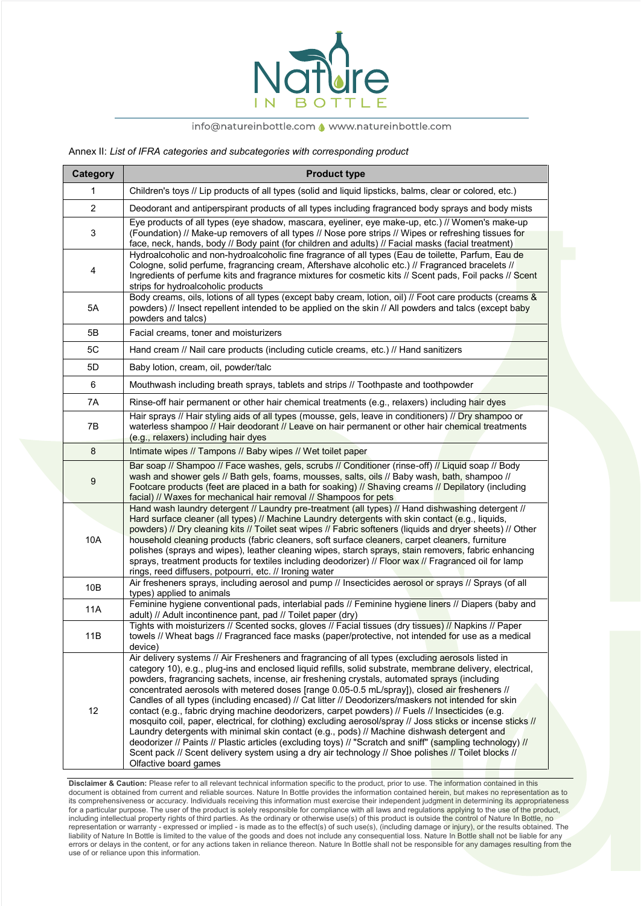Annex II: *List of IFRA categories and subcategories with corresponding product*

| Category | Product type |
|---|---|
| 1 | Children's toys // Lip products of all types (solid and liquid lipsticks, balms, clear or colored, etc.) |
| 2 | Deodorant and antiperspirant products of all types including fragranced body sprays and body mists |
| 3 | Eye products of all types (eye shadow, mascara, eyeliner, eye make-up, etc.) // Women's make-up (Foundation) // Make-up removers of all types // Nose pore strips // Wipes or refreshing tissues for face, neck, hands, body // Body paint (for children and adults) // Facial masks (facial treatment) |
| 4 | Hydroalcoholic and non-hydroalcoholic fine fragrance of all types (Eau de toilette, Parfum, Eau de Cologne, solid perfume, fragrancing cream, Aftershave alcoholic etc.) // Fragranced bracelets // Ingredients of perfume kits and fragrance mixtures for cosmetic kits // Scent pads, Foil packs // Scent strips for hydroalcoholic products |
| 5A | Body creams, oils, lotions of all types (except baby cream, lotion, oil) // Foot care products (creams & powders) // Insect repellent intended to be applied on the skin // All powders and talcs (except baby powders and talcs) |
| 5B | Facial creams, toner and moisturizers |
| 5C | Hand cream // Nail care products (including cuticle creams, etc.) // Hand sanitizers |
| 5D | Baby lotion, cream, oil, powder/talc |
| 6 | Mouthwash including breath sprays, tablets and strips // Toothpaste and toothpowder |
| 7A | Rinse-off hair permanent or other hair chemical treatments (e.g., relaxers) including hair dyes |
| 7B | Hair sprays // Hair styling aids of all types (mousse, gels, leave in conditioners) // Dry shampoo or waterless shampoo // Hair deodorant // Leave on hair permanent or other hair chemical treatments (e.g., relaxers) including hair dyes |
| 8 | Intimate wipes // Tampons // Baby wipes // Wet toilet paper |
| 9 | Bar soap // Shampoo // Face washes, gels, scrubs // Conditioner (rinse-off) // Liquid soap // Body wash and shower gels // Bath gels, foams, mousses, salts, oils // Baby wash, bath, shampoo // Footcare products (feet are placed in a bath for soaking) // Shaving creams // Depilatory (including facial) // Waxes for mechanical hair removal // Shampoos for pets |
| 10A | Hand wash laundry detergent // Laundry pre-treatment (all types) // Hand dishwashing detergent // Hard surface cleaner (all types) // Machine Laundry detergents with skin contact (e.g., liquids, powders) // Dry cleaning kits // Toilet seat wipes // Fabric softeners (liquids and dryer sheets) // Other household cleaning products (fabric cleaners, soft surface cleaners, carpet cleaners, furniture polishes (sprays and wipes), leather cleaning wipes, starch sprays, stain removers, fabric enhancing sprays, treatment products for textiles including deodorizer) // Floor wax // Fragranced oil for lamp rings, reed diffusers, potpourri, etc. // Ironing water |
| 10B | Air fresheners sprays, including aerosol and pump // Insecticides aerosol or sprays // Sprays (of all types) applied to animals |
| 11A | Feminine hygiene conventional pads, interlabial pads // Feminine hygiene liners // Diapers (baby and adult) // Adult incontinence pant, pad // Toilet paper (dry) |
| 11B | Tights with moisturizers // Scented socks, gloves // Facial tissues (dry tissues) // Napkins // Paper towels // Wheat bags // Fragranced face masks (paper/protective, not intended for use as a medical device) |
| 12 | Air delivery systems // Air Fresheners and fragrancing of all types (excluding aerosols listed in category 10), e.g., plug-ins and enclosed liquid refills, solid substrate, membrane delivery, electrical, powders, fragrancing sachets, incense, air freshening crystals, automated sprays (including concentrated aerosols with metered doses [range 0.05-0.5 mL/spray]), closed air fresheners // Candles of all types (including encased) // Cat litter // Deodorizers/maskers not intended for skin contact (e.g., fabric drying machine deodorizers, carpet powders) // Fuels // Insecticides (e.g. mosquito coil, paper, electrical, for clothing) excluding aerosol/spray // Joss sticks or incense sticks // Laundry detergents with minimal skin contact (e.g., pods) // Machine dishwash detergent and deodorizer // Paints // Plastic articles (excluding toys) // "Scratch and sniff" (sampling technology) // Scent pack // Scent delivery system using a dry air technology // Shoe polishes // Toilet blocks // Olfactive board games |

**Disclaimer & Caution:** Please refer to all relevant technical information specific to the product, prior to use. The information contained in this document is obtained from current and reliable sources. Nature In Bottle provides the information contained herein, but makes no representation as to its comprehensiveness or accuracy. Individuals receiving this information must exercise their independent judgment in determining its appropriateness for a particular purpose. The user of the product is solely responsible for compliance with all laws and regulations applying to the use of the product, including intellectual property rights of third parties. As the ordinary or otherwise use(s) of this product is outside the control of Nature In Bottle, no representation or warranty - expressed or implied - is made as to the effect(s) of such use(s), (including damage or injury), or the results obtained. The liability of Nature In Bottle is limited to the value of the goods and does not include any consequential loss. Nature In Bottle shall not be liable for any errors or delays in the content, or for any actions taken in reliance thereon. Nature In Bottle shall not be responsible for any damages resulting from the use of or reliance upon this information.